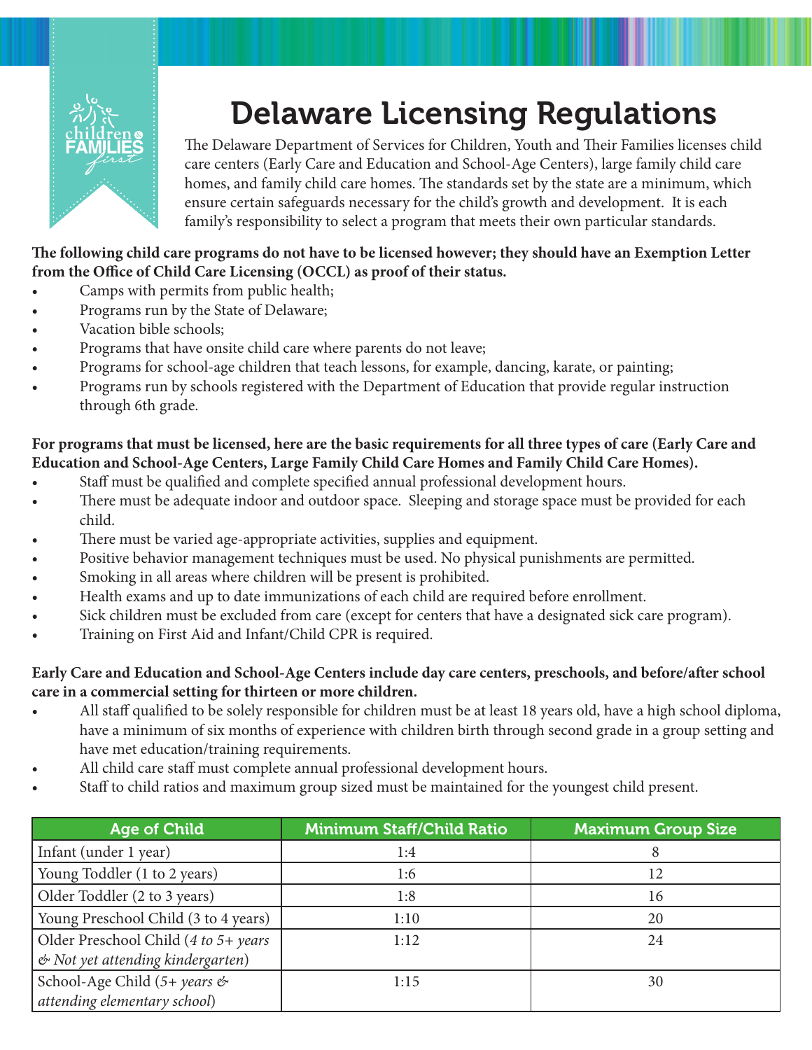# Delaware Licensing Regulations

The Delaware Department of Services for Children, Youth and Their Families licenses child care centers (Early Care and Education and School-Age Centers), large family child care homes, and family child care homes. The standards set by the state are a minimum, which ensure certain safeguards necessary for the child's growth and development. It is each family's responsibility to select a program that meets their own particular standards.

**The following child care programs do not have to be licensed however; they should have an Exemption Letter from the Office of Child Care Licensing (OCCL) as proof of their status.**

- Camps with permits from public health;
- Programs run by the State of Delaware;
- Vacation bible schools;
- Programs that have onsite child care where parents do not leave;
- Programs for school-age children that teach lessons, for example, dancing, karate, or painting;
- Programs run by schools registered with the Department of Education that provide regular instruction through 6th grade.

**For programs that must be licensed, here are the basic requirements for all three types of care (Early Care and Education and School-Age Centers, Large Family Child Care Homes and Family Child Care Homes).**

- Staff must be qualified and complete specified annual professional development hours.
- There must be adequate indoor and outdoor space. Sleeping and storage space must be provided for each child.
- There must be varied age-appropriate activities, supplies and equipment.
- Positive behavior management techniques must be used. No physical punishments are permitted.
- Smoking in all areas where children will be present is prohibited.
- Health exams and up to date immunizations of each child are required before enrollment.
- Sick children must be excluded from care (except for centers that have a designated sick care program).
- Training on First Aid and Infant/Child CPR is required.

**Early Care and Education and School-Age Centers include day care centers, preschools, and before/after school care in a commercial setting for thirteen or more children.**

- All staff qualified to be solely responsible for children must be at least 18 years old, have a high school diploma, have a minimum of six months of experience with children birth through second grade in a group setting and have met education/training requirements.
- All child care staff must complete annual professional development hours.
- Staff to child ratios and maximum group sized must be maintained for the youngest child present.

| Age of Child | Minimum Staff/Child Ratio | Maximum Group Size |
|---|---|---|
| Infant (under 1 year) | 1:4 | 8 |
| Young Toddler (1 to 2 years) | 1:6 | 12 |
| Older Toddler (2 to 3 years) | 1:8 | 16 |
| Young Preschool Child (3 to 4 years) | 1:10 | 20 |
| Older Preschool Child (*4 to 5+ years & Not yet attending kindergarten*) | 1:12 | 24 |
| School-Age Child (*5+ years & attending elementary school*) | 1:15 | 30 |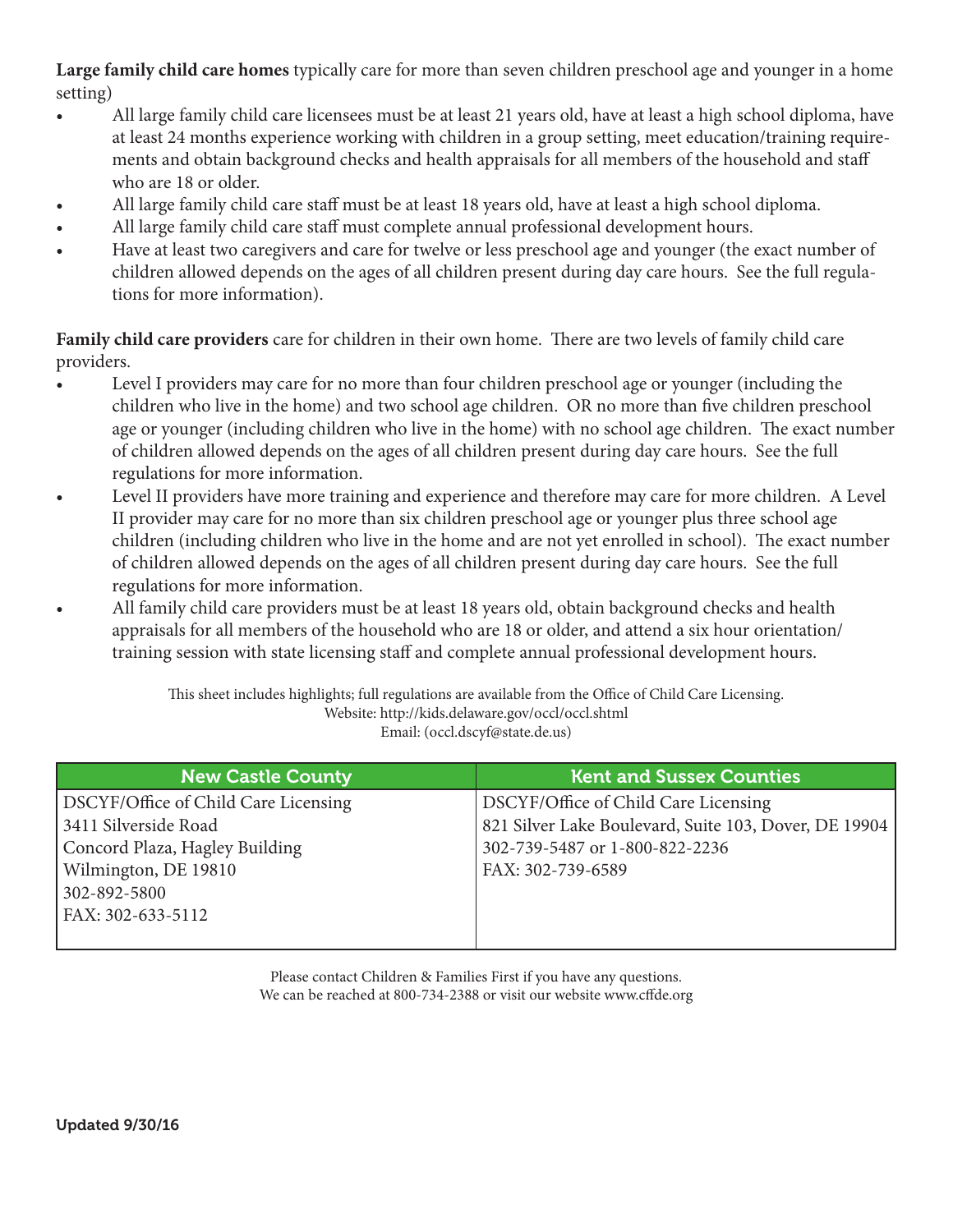**Large family child care homes** typically care for more than seven children preschool age and younger in a home setting)

- All large family child care licensees must be at least 21 years old, have at least a high school diploma, have at least 24 months experience working with children in a group setting, meet education/training requirements and obtain background checks and health appraisals for all members of the household and staff who are 18 or older.
- All large family child care staff must be at least 18 years old, have at least a high school diploma.
- All large family child care staff must complete annual professional development hours.
- Have at least two caregivers and care for twelve or less preschool age and younger (the exact number of children allowed depends on the ages of all children present during day care hours. See the full regulations for more information).

**Family child care providers** care for children in their own home. There are two levels of family child care providers.

- Level I providers may care for no more than four children preschool age or younger (including the children who live in the home) and two school age children. OR no more than five children preschool age or younger (including children who live in the home) with no school age children. The exact number of children allowed depends on the ages of all children present during day care hours. See the full regulations for more information.
- Level II providers have more training and experience and therefore may care for more children. A Level II provider may care for no more than six children preschool age or younger plus three school age children (including children who live in the home and are not yet enrolled in school). The exact number of children allowed depends on the ages of all children present during day care hours. See the full regulations for more information.
- All family child care providers must be at least 18 years old, obtain background checks and health appraisals for all members of the household who are 18 or older, and attend a six hour orientation/training session with state licensing staff and complete annual professional development hours.

This sheet includes highlights; full regulations are available from the Office of Child Care Licensing.
Website: http://kids.delaware.gov/occl/occl.shtml
Email: (occl.dscyf@state.de.us)

| New Castle County | Kent and Sussex Counties |
|---|---|
| DSCYF/Office of Child Care Licensing<br>3411 Silverside Road<br>Concord Plaza, Hagley Building<br>Wilmington, DE 19810<br>302-892-5800<br>FAX: 302-633-5112 | DSCYF/Office of Child Care Licensing<br>821 Silver Lake Boulevard, Suite 103, Dover, DE 19904<br>302-739-5487 or 1-800-822-2236<br>FAX: 302-739-6589 |

Please contact Children & Families First if you have any questions.
We can be reached at 800-734-2388 or visit our website www.cffde.org

Updated 9/30/16